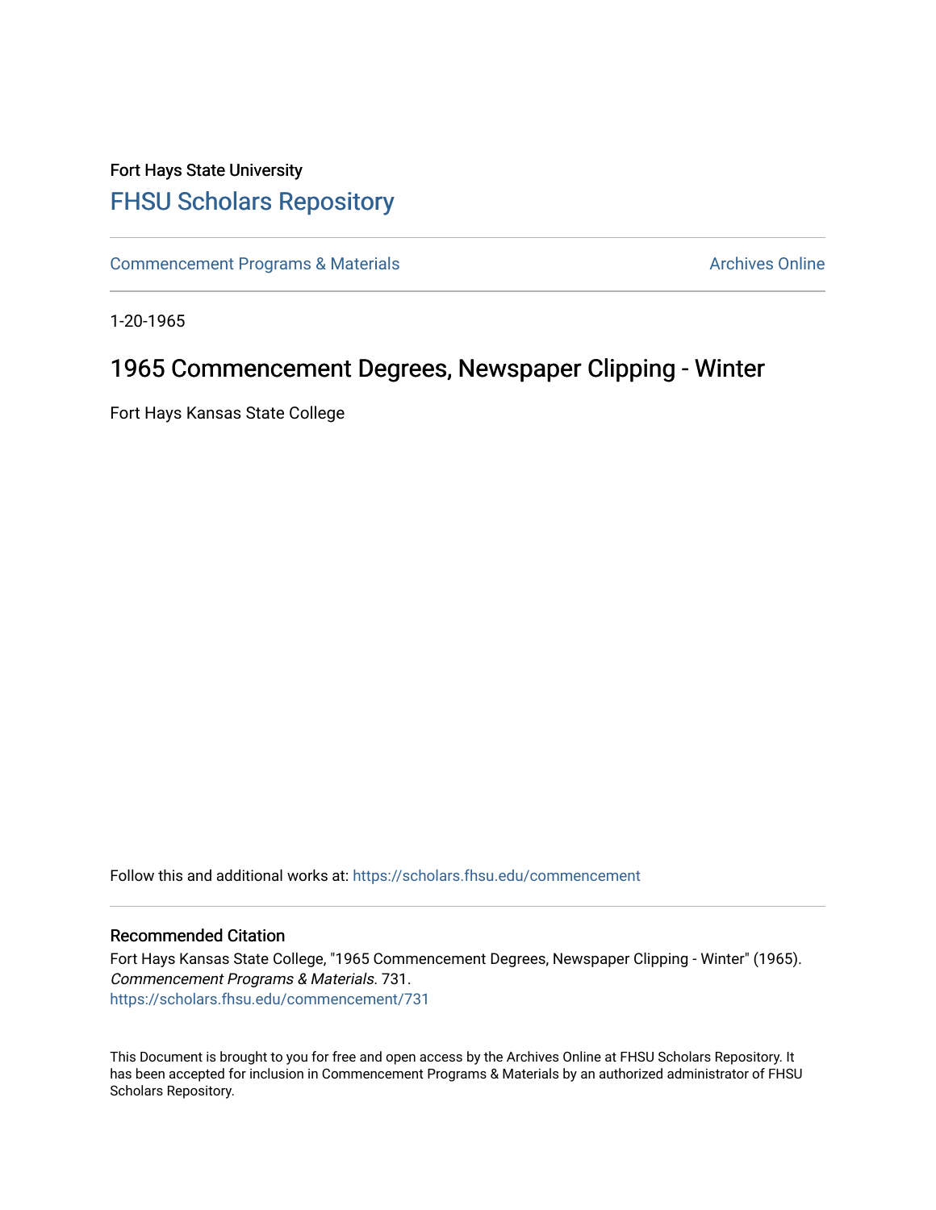Fort Hays State University

# FHSU Scholars Repository

Commencement Programs & Materials

Archives Online

1-20-1965

## 1965 Commencement Degrees, Newspaper Clipping - Winter

Fort Hays Kansas State College

Follow this and additional works at: https://scholars.fhsu.edu/commencement

### Recommended Citation

Fort Hays Kansas State College, "1965 Commencement Degrees, Newspaper Clipping - Winter" (1965). *Commencement Programs & Materials*. 731.
https://scholars.fhsu.edu/commencement/731

This Document is brought to you for free and open access by the Archives Online at FHSU Scholars Repository. It has been accepted for inclusion in Commencement Programs & Materials by an authorized administrator of FHSU Scholars Repository.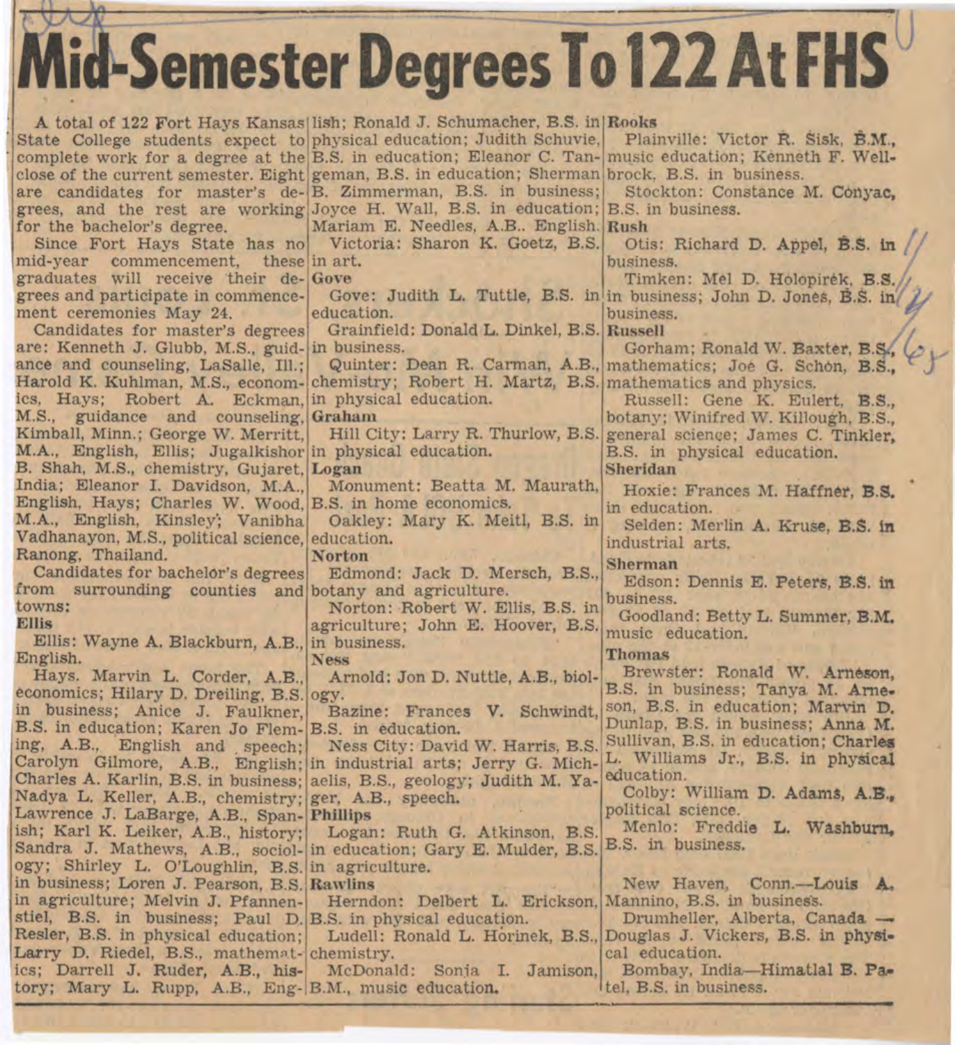# Mid-Semester Degrees To 122 At FHS

A total of 122 Fort Hays Kansas State College students expect to complete work for a degree at the close of the current semester. Eight are candidates for master's degrees, and the rest are working for the bachelor's degree.

Since Fort Hays State has no mid-year commencement, these graduates will receive their degrees and participate in commencement ceremonies May 24.

Candidates for master's degrees are: Kenneth J. Glubb, M.S., guidance and counseling, LaSalle, Ill.; Harold K. Kuhlman, M.S., economics, Hays; Robert A. Eckman, M.S., guidance and counseling, Kimball, Minn.; George W. Merritt, M.A., English, Ellis; Jugalkishor B. Shah, M.S., chemistry, Gujaret, India; Eleanor I. Davidson, M.A., English, Hays; Charles W. Wood, M.A., English, Kinsley; Vanibha Vadhanayon, M.S., political science, Ranong, Thailand.

Candidates for bachelor's degrees from surrounding counties and towns:

**Ellis**

Ellis: Wayne A. Blackburn, A.B., English.

Hays. Marvin L. Corder, A.B., economics; Hilary D. Dreiling, B.S. in business; Anice J. Faulkner, B.S. in education; Karen Jo Fleming, A.B., English and speech; Carolyn Gilmore, A.B., English; Charles A. Karlin, B.S. in business; Nadya L. Keller, A.B., chemistry; Lawrence J. LaBarge, A.B., Spanish; Karl K. Leiker, A.B., history; Sandra J. Mathews, A.B., sociology; Shirley L. O'Loughlin, B.S. in business; Loren J. Pearson, B.S. in agriculture; Melvin J. Pfannenstiel, B.S. in business; Paul D. Resler, B.S. in physical education; Larry D. Riedel, B.S., mathematics; Darrell J. Ruder, A.B., history; Mary L. Rupp, A.B., English; Ronald J. Schumacher, B.S. in physical education; Judith Schuvie, B.S. in education; Eleanor C. Tangeman, B.S. in education; Sherman B. Zimmerman, B.S. in business; Joyce H. Wall, B.S. in education; Mariam E. Needles, A.B.. English.

Victoria: Sharon K. Goetz, B.S. in art.

**Gove**

Gove: Judith L. Tuttle, B.S. in education.

Grainfield: Donald L. Dinkel, B.S. in business.

Quinter: Dean R. Carman, A.B., chemistry; Robert H. Martz, B.S. in physical education.

**Graham**

Hill City: Larry R. Thurlow, B.S. in physical education.

**Logan**

Monument: Beatta M. Maurath, B.S. in home economics.

Oakley: Mary K. Meitl, B.S. in education.

**Norton**

Edmond: Jack D. Mersch, B.S., botany and agriculture.

Norton: Robert W. Ellis, B.S. in agriculture; John E. Hoover, B.S. in business.

**Ness**

Arnold: Jon D. Nuttle, A.B., biology.

Bazine: Frances V. Schwindt, B.S. in education.

Ness City: David W. Harris, B.S. in industrial arts; Jerry G. Michaelis, B.S., geology; Judith M. Yager, A.B., speech.

**Phillips**

Logan: Ruth G. Atkinson, B.S. in education; Gary E. Mulder, B.S. in agriculture.

**Rawlins**

Herndon: Delbert L. Erickson, B.S. in physical education.

Ludell: Ronald L. Horinek, B.S., chemistry.

McDonald: Sonja I. Jamison, B.M., music education.

**Rooks**

Plainville: Victor R. Sisk, B.M., music education; Kenneth F. Wellbrock, B.S. in business.

Stockton: Constance M. Conyac, B.S. in business.

**Rush**

Otis: Richard D. Appel, B.S. in business.

Timken: Mel D. Holopirek, B.S. in business; John D. Jones, B.S. in business.

**Russell**

Gorham; Ronald W. Baxter, B.S., mathematics; Joe G. Schon, B.S., mathematics and physics.

Russell: Gene K. Eulert, B.S., botany; Winifred W. Killough, B.S., general science; James C. Tinkler, B.S. in physical education.

**Sheridan**

Hoxie: Frances M. Haffner, B.S. in education.

Selden: Merlin A. Kruse, B.S. in industrial arts.

**Sherman**

Edson: Dennis E. Peters, B.S. in business.

Goodland: Betty L. Summer, B.M. music education.

**Thomas**

Brewster: Ronald W. Arneson, B.S. in business; Tanya M. Arneson, B.S. in education; Marvin D. Dunlap, B.S. in business; Anna M. Sullivan, B.S. in education; Charles L. Williams Jr., B.S. in physical education.

Colby: William D. Adams, A.B., political science.

Menlo: Freddie L. Washburn, B.S. in business.

New Haven, Conn.—Louis A. Mannino, B.S. in business.

Drumheller, Alberta, Canada — Douglas J. Vickers, B.S. in physical education.

Bombay, India—Himatlal B. Patel, B.S. in business.